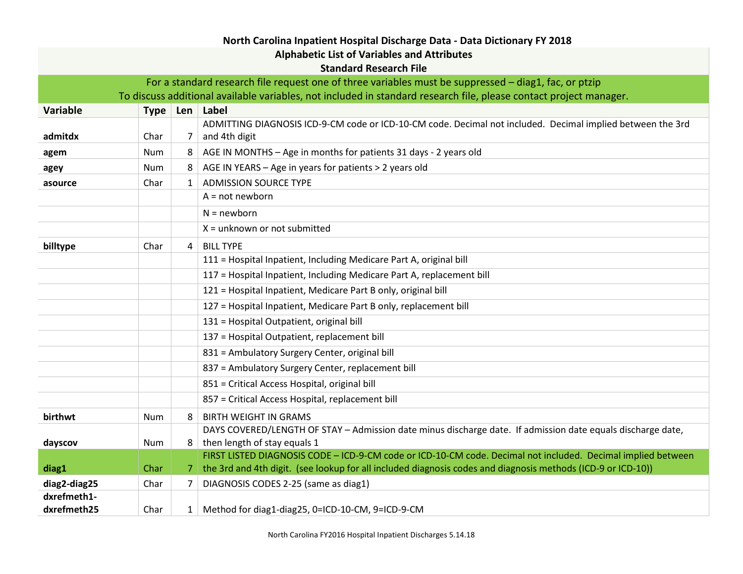# North Carolina Inpatient Hospital Discharge Data - Data Dictionary FY 2018

## Alphabetic List of Variables and Attributes

## Standard Research File

For a standard research file request one of three variables must be suppressed – diag1, fac, or ptzip

To discuss additional available variables, not included in standard research file, please contact project manager.

| Variable | Type | Len | Label |
|---|---|---|---|
| **admitdx** | Char | 7 | ADMITTING DIAGNOSIS ICD-9-CM code or ICD-10-CM code. Decimal not included. Decimal implied between the 3rd and 4th digit |
| **agem** | Num | 8 | AGE IN MONTHS – Age in months for patients 31 days - 2 years old |
| **agey** | Num | 8 | AGE IN YEARS – Age in years for patients > 2 years old |
| **asource** | Char | 1 | ADMISSION SOURCE TYPE |
| | | | A = not newborn |
| | | | N = newborn |
| | | | X = unknown or not submitted |
| **billtype** | Char | 4 | BILL TYPE |
| | | | 111 = Hospital Inpatient, Including Medicare Part A, original bill |
| | | | 117 = Hospital Inpatient, Including Medicare Part A, replacement bill |
| | | | 121 = Hospital Inpatient, Medicare Part B only, original bill |
| | | | 127 = Hospital Inpatient, Medicare Part B only, replacement bill |
| | | | 131 = Hospital Outpatient, original bill |
| | | | 137 = Hospital Outpatient, replacement bill |
| | | | 831 = Ambulatory Surgery Center, original bill |
| | | | 837 = Ambulatory Surgery Center, replacement bill |
| | | | 851 = Critical Access Hospital, original bill |
| | | | 857 = Critical Access Hospital, replacement bill |
| **birthwt** | Num | 8 | BIRTH WEIGHT IN GRAMS |
| **dayscov** | Num | 8 | DAYS COVERED/LENGTH OF STAY – Admission date minus discharge date. If admission date equals discharge date, then length of stay equals 1 |
| **diag1** | Char | 7 | FIRST LISTED DIAGNOSIS CODE – ICD-9-CM code or ICD-10-CM code. Decimal not included. Decimal implied between the 3rd and 4th digit. (see lookup for all included diagnosis codes and diagnosis methods (ICD-9 or ICD-10)) |
| **diag2-diag25** | Char | 7 | DIAGNOSIS CODES 2-25 (same as diag1) |
| **dxrefmeth1-dxrefmeth25** | Char | 1 | Method for diag1-diag25, 0=ICD-10-CM, 9=ICD-9-CM |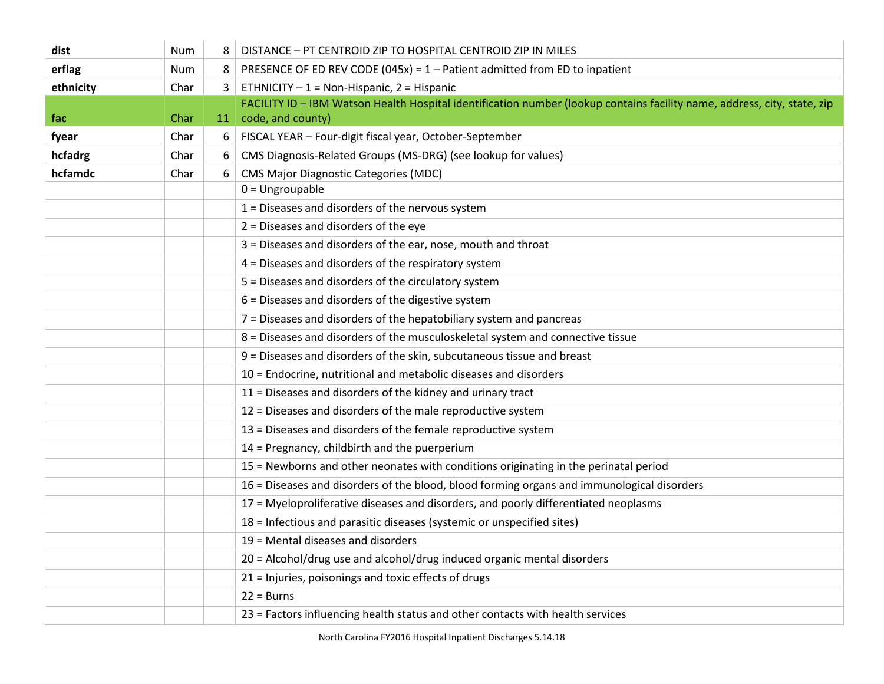| | | | |
|---|---|---|---|
| **dist** | Num | 8 | DISTANCE – PT CENTROID ZIP TO HOSPITAL CENTROID ZIP IN MILES |
| **erflag** | Num | 8 | PRESENCE OF ED REV CODE (045x) = 1 – Patient admitted from ED to inpatient |
| **ethnicity** | Char | 3 | ETHNICITY – 1 = Non-Hispanic, 2 = Hispanic |
| **fac** | Char | 11 | FACILITY ID – IBM Watson Health Hospital identification number (lookup contains facility name, address, city, state, zip code, and county) |
| **fyear** | Char | 6 | FISCAL YEAR – Four-digit fiscal year, October-September |
| **hcfadrg** | Char | 6 | CMS Diagnosis-Related Groups (MS-DRG) (see lookup for values) |
| **hcfamdc** | Char | 6 | CMS Major Diagnostic Categories (MDC) |
| | | | 0 = Ungroupable |
| | | | 1 = Diseases and disorders of the nervous system |
| | | | 2 = Diseases and disorders of the eye |
| | | | 3 = Diseases and disorders of the ear, nose, mouth and throat |
| | | | 4 = Diseases and disorders of the respiratory system |
| | | | 5 = Diseases and disorders of the circulatory system |
| | | | 6 = Diseases and disorders of the digestive system |
| | | | 7 = Diseases and disorders of the hepatobiliary system and pancreas |
| | | | 8 = Diseases and disorders of the musculoskeletal system and connective tissue |
| | | | 9 = Diseases and disorders of the skin, subcutaneous tissue and breast |
| | | | 10 = Endocrine, nutritional and metabolic diseases and disorders |
| | | | 11 = Diseases and disorders of the kidney and urinary tract |
| | | | 12 = Diseases and disorders of the male reproductive system |
| | | | 13 = Diseases and disorders of the female reproductive system |
| | | | 14 = Pregnancy, childbirth and the puerperium |
| | | | 15 = Newborns and other neonates with conditions originating in the perinatal period |
| | | | 16 = Diseases and disorders of the blood, blood forming organs and immunological disorders |
| | | | 17 = Myeloproliferative diseases and disorders, and poorly differentiated neoplasms |
| | | | 18 = Infectious and parasitic diseases (systemic or unspecified sites) |
| | | | 19 = Mental diseases and disorders |
| | | | 20 = Alcohol/drug use and alcohol/drug induced organic mental disorders |
| | | | 21 = Injuries, poisonings and toxic effects of drugs |
| | | | 22 = Burns |
| | | | 23 = Factors influencing health status and other contacts with health services |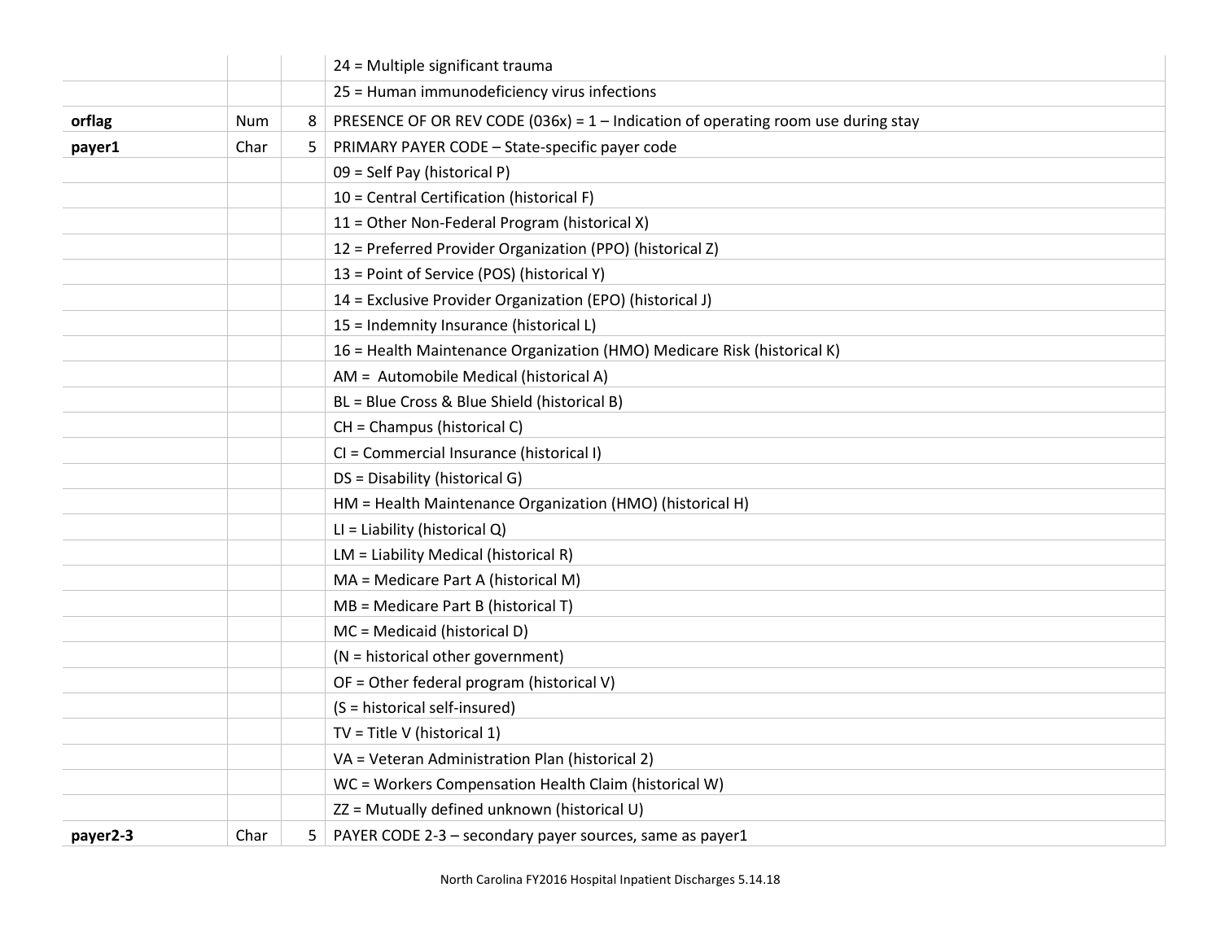| | | | |
|---|---|---|---|
| | | | 24 = Multiple significant trauma |
| | | | 25 = Human immunodeficiency virus infections |
| **orflag** | Num | 8 | PRESENCE OF OR REV CODE (036x) = 1 – Indication of operating room use during stay |
| **payer1** | Char | 5 | PRIMARY PAYER CODE – State-specific payer code |
| | | | 09 = Self Pay (historical P) |
| | | | 10 = Central Certification (historical F) |
| | | | 11 = Other Non-Federal Program (historical X) |
| | | | 12 = Preferred Provider Organization (PPO) (historical Z) |
| | | | 13 = Point of Service (POS) (historical Y) |
| | | | 14 = Exclusive Provider Organization (EPO) (historical J) |
| | | | 15 = Indemnity Insurance (historical L) |
| | | | 16 = Health Maintenance Organization (HMO) Medicare Risk (historical K) |
| | | | AM = Automobile Medical (historical A) |
| | | | BL = Blue Cross & Blue Shield (historical B) |
| | | | CH = Champus (historical C) |
| | | | CI = Commercial Insurance (historical I) |
| | | | DS = Disability (historical G) |
| | | | HM = Health Maintenance Organization (HMO) (historical H) |
| | | | LI = Liability (historical Q) |
| | | | LM = Liability Medical (historical R) |
| | | | MA = Medicare Part A (historical M) |
| | | | MB = Medicare Part B (historical T) |
| | | | MC = Medicaid (historical D) |
| | | | (N = historical other government) |
| | | | OF = Other federal program (historical V) |
| | | | (S = historical self-insured) |
| | | | TV = Title V (historical 1) |
| | | | VA = Veteran Administration Plan (historical 2) |
| | | | WC = Workers Compensation Health Claim (historical W) |
| | | | ZZ = Mutually defined unknown (historical U) |
| **payer2-3** | Char | 5 | PAYER CODE 2-3 – secondary payer sources, same as payer1 |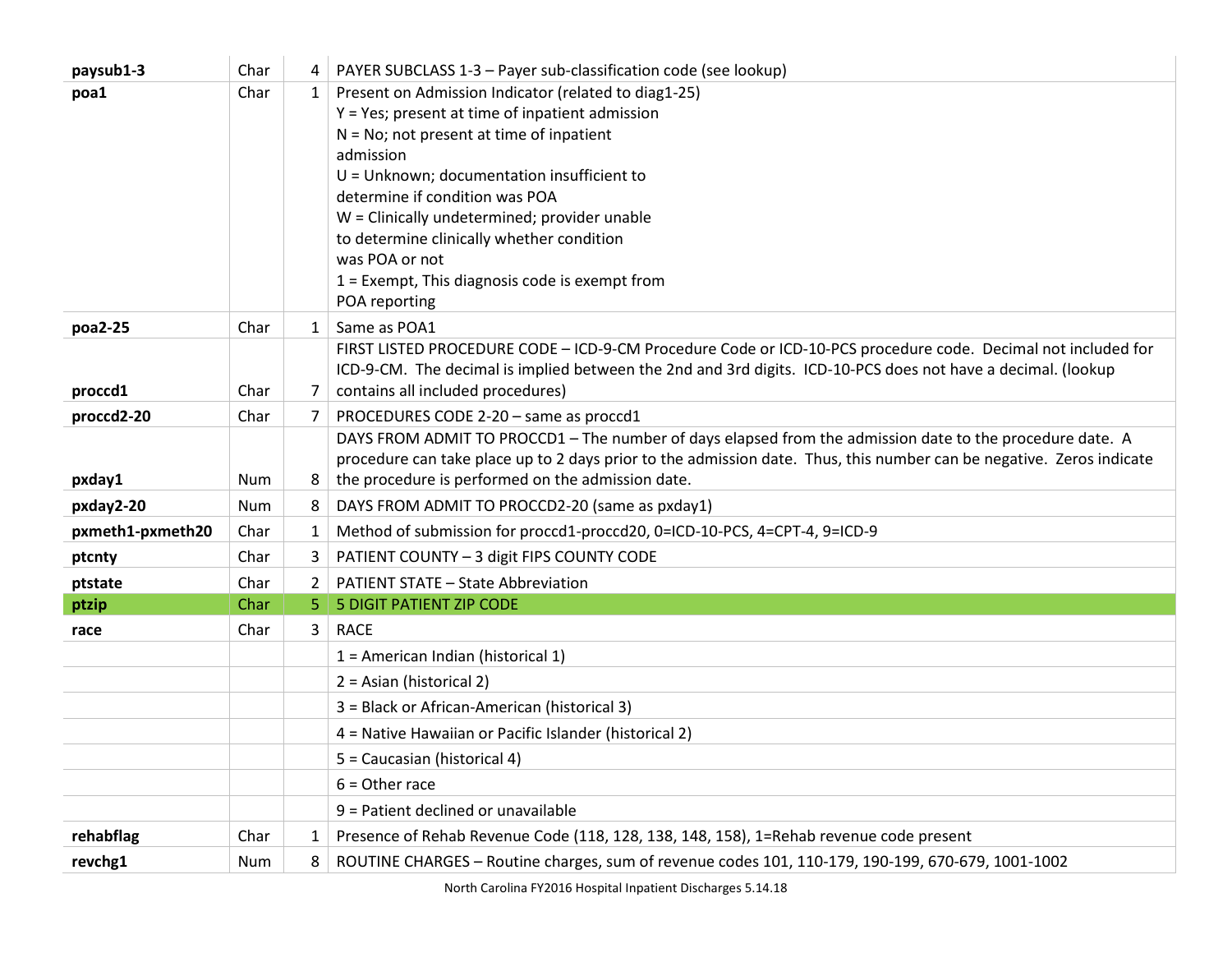| | | | |
|---|---|---|---|
| **paysub1-3** | Char | 4 | PAYER SUBCLASS 1-3 – Payer sub-classification code (see lookup) |
| **poa1** | Char | 1 | Present on Admission Indicator (related to diag1-25)<br>Y = Yes; present at time of inpatient admission<br>N = No; not present at time of inpatient admission<br>U = Unknown; documentation insufficient to determine if condition was POA<br>W = Clinically undetermined; provider unable to determine clinically whether condition was POA or not<br>1 = Exempt, This diagnosis code is exempt from POA reporting |
| **poa2-25** | Char | 1 | Same as POA1 |
| **proccd1** | Char | 7 | FIRST LISTED PROCEDURE CODE – ICD-9-CM Procedure Code or ICD-10-PCS procedure code. Decimal not included for ICD-9-CM. The decimal is implied between the 2nd and 3rd digits. ICD-10-PCS does not have a decimal. (lookup contains all included procedures) |
| **proccd2-20** | Char | 7 | PROCEDURES CODE 2-20 – same as proccd1 |
| **pxday1** | Num | 8 | DAYS FROM ADMIT TO PROCCD1 – The number of days elapsed from the admission date to the procedure date. A procedure can take place up to 2 days prior to the admission date. Thus, this number can be negative. Zeros indicate the procedure is performed on the admission date. |
| **pxday2-20** | Num | 8 | DAYS FROM ADMIT TO PROCCD2-20 (same as pxday1) |
| **pxmeth1-pxmeth20** | Char | 1 | Method of submission for proccd1-proccd20, 0=ICD-10-PCS, 4=CPT-4, 9=ICD-9 |
| **ptcnty** | Char | 3 | PATIENT COUNTY – 3 digit FIPS COUNTY CODE |
| **ptstate** | Char | 2 | PATIENT STATE – State Abbreviation |
| **ptzip** | Char | 5 | 5 DIGIT PATIENT ZIP CODE |
| **race** | Char | 3 | RACE |
| | | | 1 = American Indian (historical 1) |
| | | | 2 = Asian (historical 2) |
| | | | 3 = Black or African-American (historical 3) |
| | | | 4 = Native Hawaiian or Pacific Islander (historical 2) |
| | | | 5 = Caucasian (historical 4) |
| | | | 6 = Other race |
| | | | 9 = Patient declined or unavailable |
| **rehabflag** | Char | 1 | Presence of Rehab Revenue Code (118, 128, 138, 148, 158), 1=Rehab revenue code present |
| **revchg1** | Num | 8 | ROUTINE CHARGES – Routine charges, sum of revenue codes 101, 110-179, 190-199, 670-679, 1001-1002 |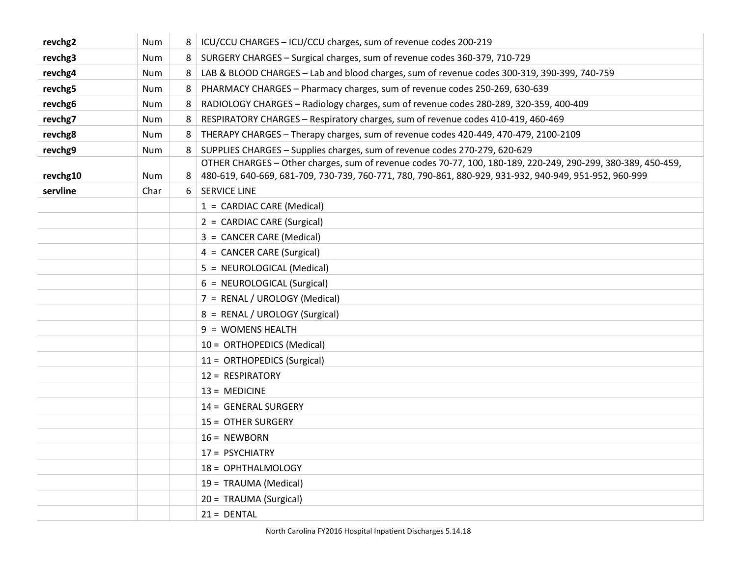| | | | |
|---|---|---|---|
| **revchg2** | Num | 8 | ICU/CCU CHARGES – ICU/CCU charges, sum of revenue codes 200-219 |
| **revchg3** | Num | 8 | SURGERY CHARGES – Surgical charges, sum of revenue codes 360-379, 710-729 |
| **revchg4** | Num | 8 | LAB & BLOOD CHARGES – Lab and blood charges, sum of revenue codes 300-319, 390-399, 740-759 |
| **revchg5** | Num | 8 | PHARMACY CHARGES – Pharmacy charges, sum of revenue codes 250-269, 630-639 |
| **revchg6** | Num | 8 | RADIOLOGY CHARGES – Radiology charges, sum of revenue codes 280-289, 320-359, 400-409 |
| **revchg7** | Num | 8 | RESPIRATORY CHARGES – Respiratory charges, sum of revenue codes 410-419, 460-469 |
| **revchg8** | Num | 8 | THERAPY CHARGES – Therapy charges, sum of revenue codes 420-449, 470-479, 2100-2109 |
| **revchg9** | Num | 8 | SUPPLIES CHARGES – Supplies charges, sum of revenue codes 270-279, 620-629 |
| **revchg10** | Num | 8 | OTHER CHARGES – Other charges, sum of revenue codes 70-77, 100, 180-189, 220-249, 290-299, 380-389, 450-459, 480-619, 640-669, 681-709, 730-739, 760-771, 780, 790-861, 880-929, 931-932, 940-949, 951-952, 960-999 |
| **servline** | Char | 6 | SERVICE LINE |
| | | | 1 = CARDIAC CARE (Medical) |
| | | | 2 = CARDIAC CARE (Surgical) |
| | | | 3 = CANCER CARE (Medical) |
| | | | 4 = CANCER CARE (Surgical) |
| | | | 5 = NEUROLOGICAL (Medical) |
| | | | 6 = NEUROLOGICAL (Surgical) |
| | | | 7 = RENAL / UROLOGY (Medical) |
| | | | 8 = RENAL / UROLOGY (Surgical) |
| | | | 9 = WOMENS HEALTH |
| | | | 10 = ORTHOPEDICS (Medical) |
| | | | 11 = ORTHOPEDICS (Surgical) |
| | | | 12 = RESPIRATORY |
| | | | 13 = MEDICINE |
| | | | 14 = GENERAL SURGERY |
| | | | 15 = OTHER SURGERY |
| | | | 16 = NEWBORN |
| | | | 17 = PSYCHIATRY |
| | | | 18 = OPHTHALMOLOGY |
| | | | 19 = TRAUMA (Medical) |
| | | | 20 = TRAUMA (Surgical) |
| | | | 21 = DENTAL |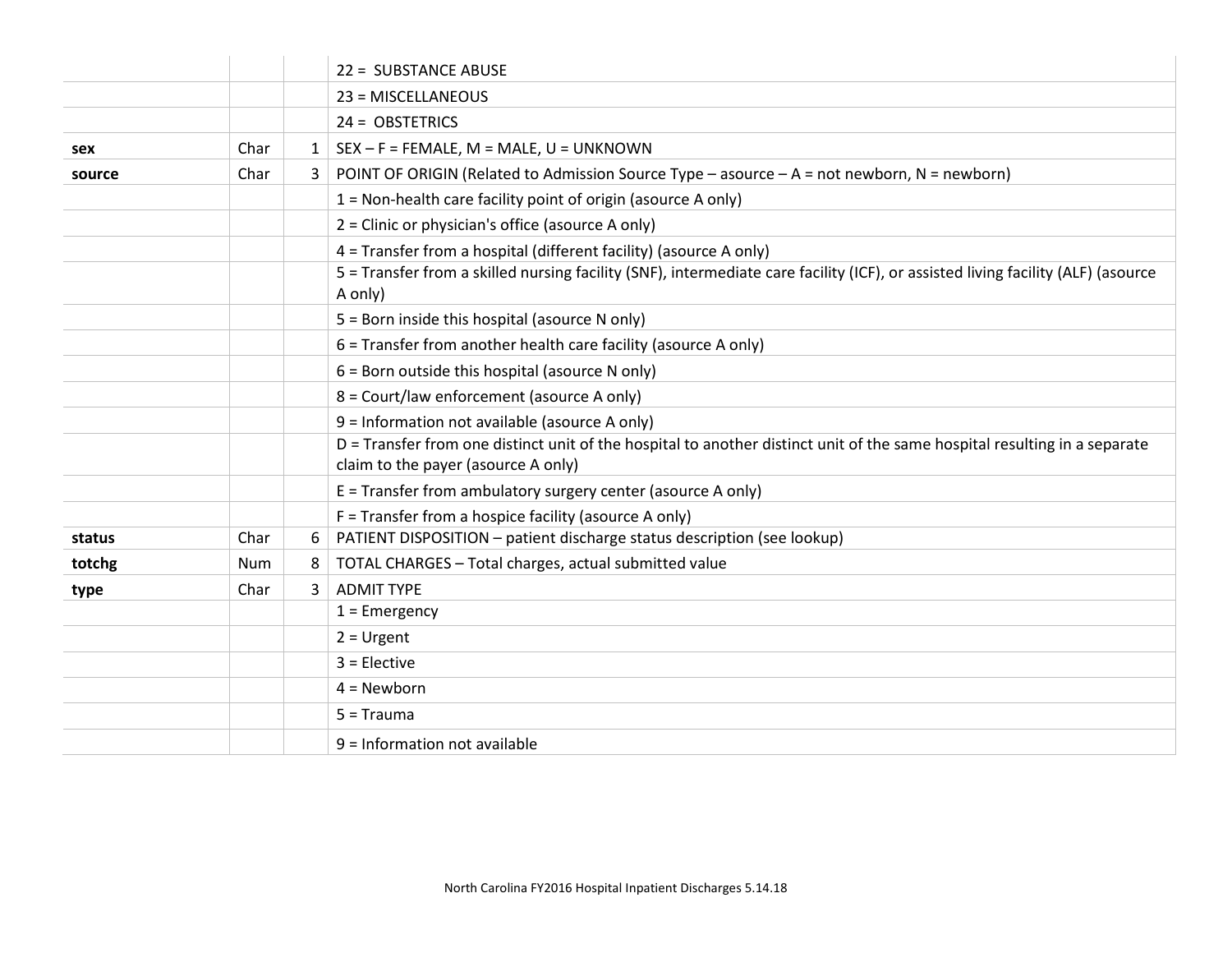| | | | |
|---|---|---|---|
| | | | 22 =  SUBSTANCE ABUSE |
| | | | 23 = MISCELLANEOUS |
| | | | 24 =  OBSTETRICS |
| **sex** | Char | 1 | SEX – F = FEMALE, M = MALE, U = UNKNOWN |
| **source** | Char | 3 | POINT OF ORIGIN (Related to Admission Source Type – asource – A = not newborn, N = newborn) |
| | | | 1 = Non-health care facility point of origin (asource A only) |
| | | | 2 = Clinic or physician's office (asource A only) |
| | | | 4 = Transfer from a hospital (different facility) (asource A only) |
| | | | 5 = Transfer from a skilled nursing facility (SNF), intermediate care facility (ICF), or assisted living facility (ALF) (asource A only) |
| | | | 5 = Born inside this hospital (asource N only) |
| | | | 6 = Transfer from another health care facility (asource A only) |
| | | | 6 = Born outside this hospital (asource N only) |
| | | | 8 = Court/law enforcement (asource A only) |
| | | | 9 = Information not available (asource A only) |
| | | | D = Transfer from one distinct unit of the hospital to another distinct unit of the same hospital resulting in a separate claim to the payer (asource A only) |
| | | | E = Transfer from ambulatory surgery center (asource A only) |
| | | | F = Transfer from a hospice facility (asource A only) |
| **status** | Char | 6 | PATIENT DISPOSITION – patient discharge status description (see lookup) |
| **totchg** | Num | 8 | TOTAL CHARGES – Total charges, actual submitted value |
| **type** | Char | 3 | ADMIT TYPE |
| | | | 1 = Emergency |
| | | | 2 = Urgent |
| | | | 3 = Elective |
| | | | 4 = Newborn |
| | | | 5 = Trauma |
| | | | 9 = Information not available |